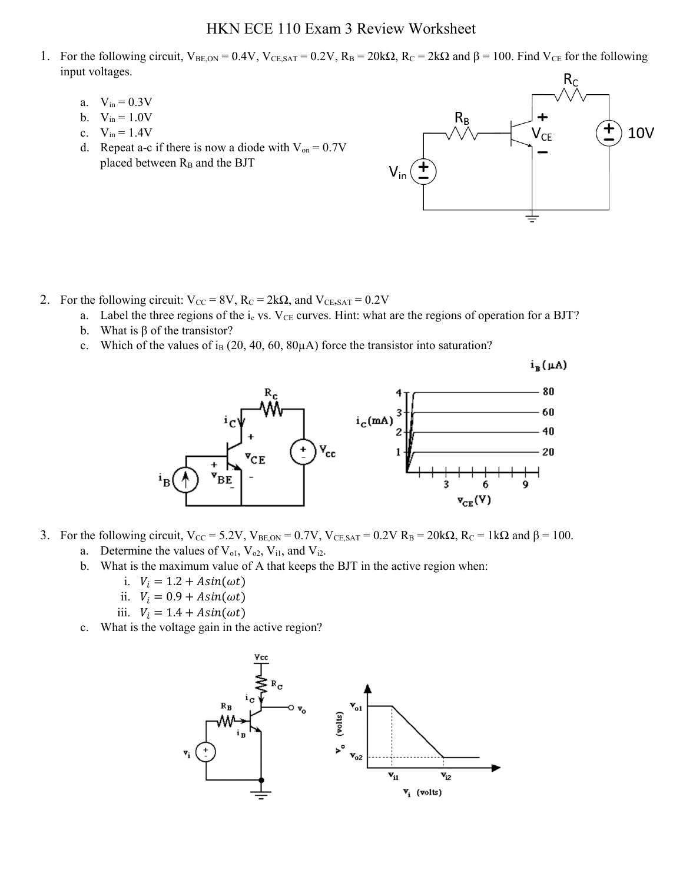# HKN ECE 110 Exam 3 Review Worksheet

1. For the following circuit, $V_{BE,ON} = 0.4V$, $V_{CE,SAT} = 0.2V$, $R_B = 20k\Omega$, $R_C = 2k\Omega$ and $\beta = 100$. Find $V_{CE}$ for the following input voltages.

   a. $V_{in} = 0.3V$

   b. $V_{in} = 1.0V$

   c. $V_{in} = 1.4V$

   d. Repeat a-c if there is now a diode with $V_{on} = 0.7V$ placed between $R_B$ and the BJT

2. For the following circuit: $V_{CC} = 8V$, $R_C = 2k\Omega$, and $V_{CE,SAT} = 0.2V$

   a. Label the three regions of the $i_c$ vs. $V_{CE}$ curves. Hint: what are the regions of operation for a BJT?

   b. What is $\beta$ of the transistor?

   c. Which of the values of $i_B$ (20, 40, 60, 80µA) force the transistor into saturation?

3. For the following circuit, $V_{CC} = 5.2V$, $V_{BE,ON} = 0.7V$, $V_{CE,SAT} = 0.2V$ $R_B = 20k\Omega$, $R_C = 1k\Omega$ and $\beta = 100$.

   a. Determine the values of $V_{o1}$, $V_{o2}$, $V_{i1}$, and $V_{i2}$.

   b. What is the maximum value of A that keeps the BJT in the active region when:

      i. $V_i = 1.2 + A\sin(\omega t)$

      ii. $V_i = 0.9 + A\sin(\omega t)$

      iii. $V_i = 1.4 + A\sin(\omega t)$

   c. What is the voltage gain in the active region?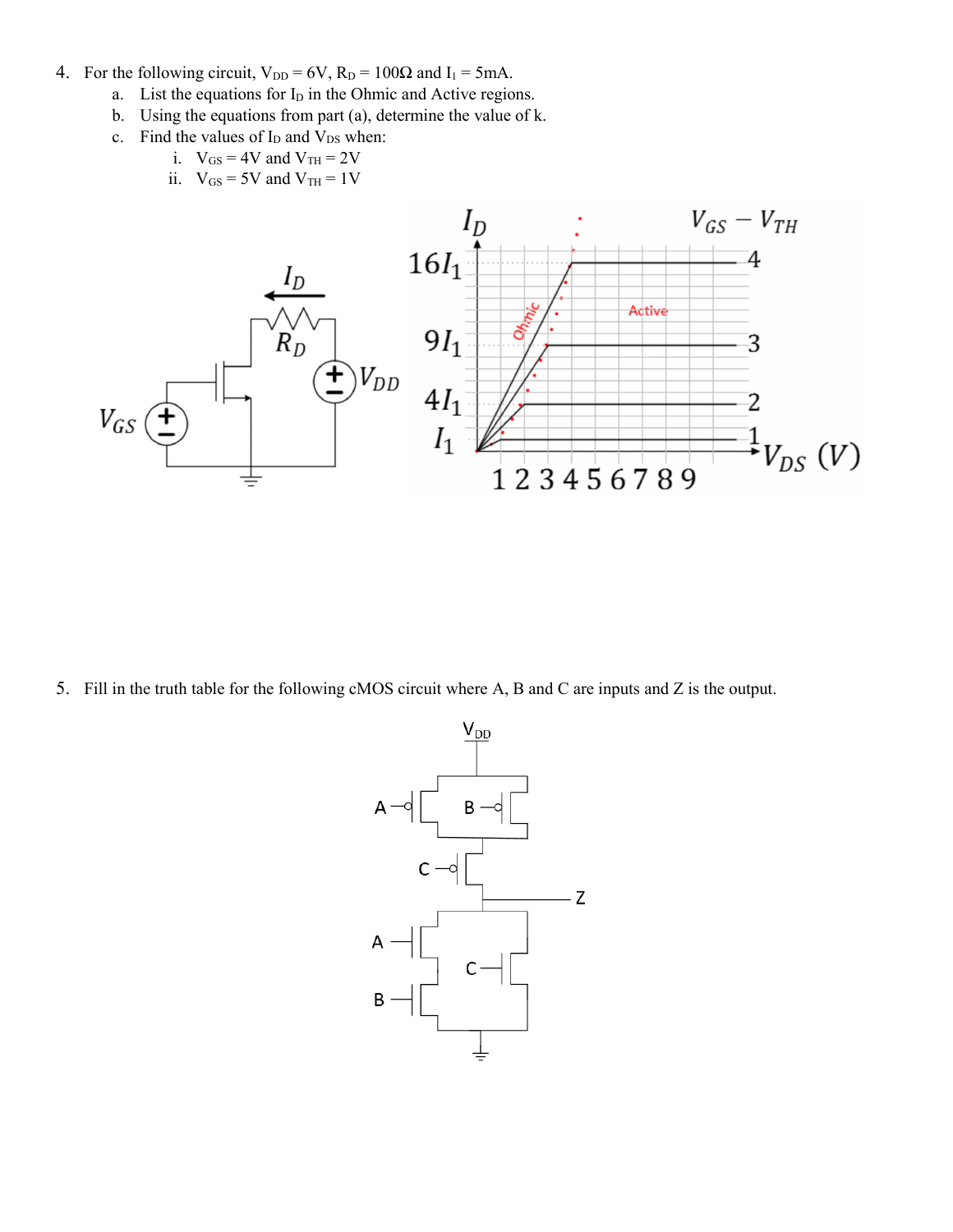4. For the following circuit, $V_{DD}$ = 6V, $R_D$ = 100Ω and $I_1$ = 5mA.
   a. List the equations for $I_D$ in the Ohmic and Active regions.
   b. Using the equations from part (a), determine the value of k.
   c. Find the values of $I_D$ and $V_{DS}$ when:
      i. $V_{GS}$ = 4V and $V_{TH}$ = 2V
      ii. $V_{GS}$ = 5V and $V_{TH}$ = 1V

$I_D$

$R_D$

$V_{DD}$

$V_{GS}$

$I_D$

$16I_1$

$9I_1$

$4I_1$

$I_1$

Ohmic

Active

$V_{GS} - V_{TH}$

4

3

2

1

1 2 3 4 5 6 7 8 9

$V_{DS}$ (V)

5. Fill in the truth table for the following cMOS circuit where A, B and C are inputs and Z is the output.

$V_{DD}$

A

B

C

Z

A

C

B